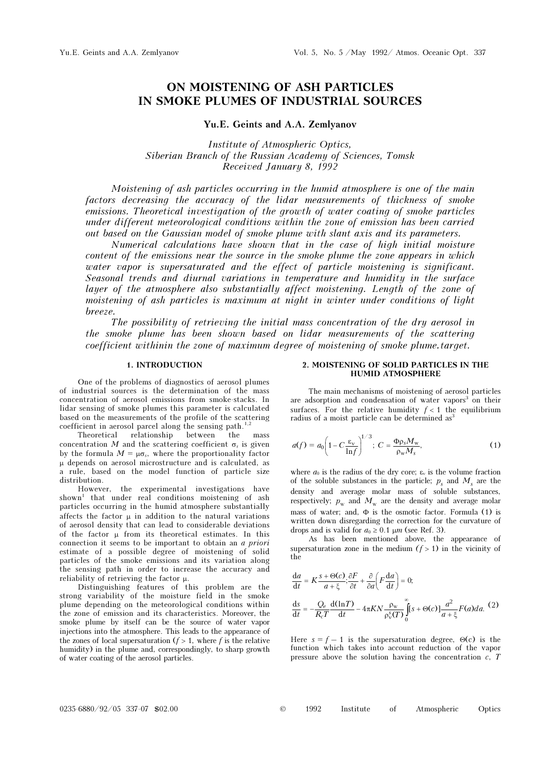# ON MOISTENING OF ASH PARTICLES IN SMOKE PLUMES OF INDUSTRIAL SOURCES

**Yu.E. Geints and A.A. Zemlyanov**

*Institute of Atmospheric Optics,*
*Siberian Branch of the Russian Academy of Sciences, Tomsk*
*Received January 8, 1992*

*Moistening of ash particles occurring in the humid atmosphere is one of the main factors decreasing the accuracy of the lidar measurements of thickness of smoke emissions. Theoretical investigation of the growth of water coating of smoke particles under different meteorological conditions within the zone of emission has been carried out based on the Gaussian model of smoke plume with slant axis and its parameters.*

*Numerical calculations have shown that in the case of high initial moisture content of the emissions near the source in the smoke plume the zone appears in which water vapor is supersaturated and the effect of particle moistening is significant. Seasonal trends and diurnal variations in temperature and humidity in the surface layer of the atmosphere also substantially affect moistening. Length of the zone of moistening of ash particles is maximum at night in winter under conditions of light breeze.*

*The possibility of retrieving the initial mass concentration of the dry aerosol in the smoke plume has been shown based on lidar measurements of the scattering coefficient withinin the zone of maximum degree of moistening of smoke plume.target.*

## 1. INTRODUCTION

One of the problems of diagnostics of aerosol plumes of industrial sources is the determination of the mass concentration of aerosol emissions from smoke-stacks. In lidar sensing of smoke plumes this parameter is calculated based on the measurements of the profile of the scattering coefficient in aerosol parcel along the sensing path.[1,2]

Theoretical relationship between the mass concentration $M$ and the scattering coefficient $\sigma_s$ is given by the formula $M = \mu\sigma_s$, where the proportionality factor $\mu$ depends on aerosol microstructure and is calculated, as a rule, based on the model function of particle size distribution.

However, the experimental investigations have shown[1] that under real conditions moistening of ash particles occurring in the humid atmosphere substantially affects the factor $\mu$ in addition to the natural variations of aerosol density that can lead to considerable deviations of the factor $\mu$ from its theoretical estimates. In this connection it seems to be important to obtain an *a priori* estimate of a possible degree of moistening of solid particles of the smoke emissions and its variation along the sensing path in order to increase the accuracy and reliability of retrieving the factor $\mu$.

Distinguishing features of this problem are the strong variability of the moisture field in the smoke plume depending on the meteorological conditions within the zone of emission and its characteristics. Moreover, the smoke plume by itself can be the source of water vapor injections into the atmosphere. This leads to the appearance of the zones of local supersaturation ($f > 1$, where $f$ is the relative humidity) in the plume and, correspondingly, to sharp growth of water coating of the aerosol particles.

## 2. MOISTENING OF SOLID PARTICLES IN THE HUMID ATMOSPHERE

The main mechanisms of moistening of aerosol particles are adsorption and condensation of water vapors[3] on their surfaces. For the relative humidity $f < 1$ the equilibrium radius of a moist particle can be determined as[3]

$$a(f) = a_0\left(1 - C\frac{\varepsilon_v}{\ln f}\right)^{1/3}; \; C = \frac{\Phi\rho_s M_w}{\rho_w M_s}, \tag{1}$$

where $a_0$ is the radius of the dry core; $\varepsilon_v$ is the volume fraction of the soluble substances in the particle; $p_s$ and $M_s$ are the density and average molar mass of soluble substances, respectively; $p_w$ and $M_w$ are the density and average molar mass of water; and, $\Phi$ is the osmotic factor. Formula (1) is written down disregarding the correction for the curvature of drops and is valid for $a_0 \geq 0.1$ μm (see Ref. 3).

As has been mentioned above, the appearance of supersaturation zone in the medium ($f > 1$) in the vicinity of the

$$\frac{\mathrm{d}a}{\mathrm{d}t} = K\frac{s + \Theta(c)}{a + \xi}; \frac{\partial F}{\partial t} + \frac{\partial}{\partial a}\left(F\frac{\mathrm{d}a}{\mathrm{d}t}\right) = 0;$$

$$\frac{\mathrm{d}s}{\mathrm{d}t} = -\frac{Q_e}{R_c T}\frac{\mathrm{d}(\ln T)}{\mathrm{d}t} - 4\pi KN\frac{\rho_w}{\rho_v^s(T)}\int_0^\infty [s + \Theta(c)]\frac{a^2}{a + \xi}F(a)da. \tag{2}$$

Here $s = f - 1$ is the supersaturation degree, $\Theta(c)$ is the function which takes into account reduction of the vapor pressure above the solution having the concentration $c$, $T$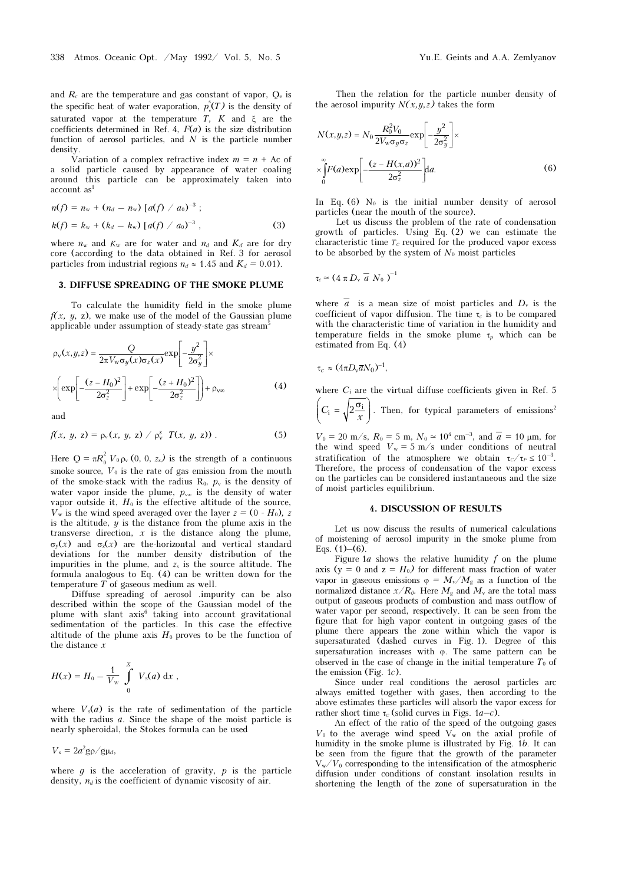and $R_v$ are the temperature and gas constant of vapor, $Q_e$ is the specific heat of water evaporation, $\rho_v^s(T)$ is the density of saturated vapor at the temperature $T$, $K$ and $\xi$ are the coefficients determined in Ref. 4, $F(a)$ is the size distribution function of aerosol particles, and $N$ is the particle number density.

Variation of a complex refractive index $m = n + \mathrm{Ac}$ of a solid particle caused by appearance of water coaling around this particle can be approximately taken into account as[1]

$$n(f) = n_w + (n_d - n_w)\,[a(f)\,/\,a_0)^{-3}\,;$$

$$k(f) = k_w + (k_d - k_w)\,[a(f)\,/\,a_0)^{-3}\,, \qquad (3)$$

where $n_w$ and $K_w$ are for water and $n_d$ and $K_d$ are for dry core (according to the data obtained in Ref. 3 for aerosol particles from industrial regions $n_d \approx 1.45$ and $K_d = 0.01$).

### 3. DIFFUSE SPREADING OF THE SMOKE PLUME

To calculate the humidity field in the smoke plume $f(x, y, z)$, we make use of the model of the Gaussian plume applicable under assumption of steady-state gas stream[5]

$$\rho_v(x,y,z) = \frac{Q}{2\pi V_w \sigma_y(x)\sigma_z(x)} \exp\left[-\frac{y^2}{2\sigma_y^2}\right] \times$$

$$\times \left(\exp\left[-\frac{(z-H_0)^2}{2\sigma_z^2}\right] + \exp\left[-\frac{(z+H_0)^2}{2\sigma_z^2}\right]\right) + \rho_{v\infty} \qquad (4)$$

and

$$f(x,\ y,\ z) = \rho_v(x,\ y,\ z)\ /\ \rho_v^s\ T(x,\ y,\ z))\ . \qquad (5)$$

Here $Q = \pi R_0^2\, V_0\, \rho_v\,(0,\,0,\,z_s)$ is the strength of a continuous smoke source, $V_0$ is the rate of gas emission from the mouth of the smoke-stack with the radius $R_0$, $\rho_v$ is the density of water vapor inside the plume, $\rho_{v\infty}$ is the density of water vapor outside it, $H_0$ is the effective altitude of the source, $V_w$ is the wind speed averaged over the layer $z = (0 - H_0)$, $z$ is the altitude, $y$ is the distance from the plume axis in the transverse direction, $x$ is the distance along the plume, $\sigma_y(x)$ and $\sigma_z(x)$ are the horizontal and vertical standard deviations for the number density distribution of the impurities in the plume, and $z_s$ is the source altitude. The formula analogous to Eq. (4) can be written down for the temperature $T$ of gaseous medium as well.

Diffuse spreading of aerosol .impurity can be also described within the scope of the Gaussian model of the plume with slant axis[6] taking into account gravitational sedimentation of the particles. In this case the effective altitude of the plume axis $H_0$ proves to be the function of the distance $x$

$$H(x) = H_0 - \frac{1}{V_w}\int_0^X V_s(a)\,\mathrm{d}x\ ,$$

where $V_s(a)$ is the rate of sedimentation of the particle with the radius $a$. Since the shape of the moist particle is nearly spheroidal, the Stokes formula can be used

$$V_s = 2a^2 g\rho/g\mu_d,$$

where $g$ is the acceleration of gravity, $p$ is the particle density, $n_d$ is the coefficient of dynamic viscosity of air.

Then the relation for the particle number density of the aerosol impurity $N(x,y,z)$ takes the form

$$N(x,y,z) = N_0 \frac{R_0^2 V_0}{2V_w \sigma_y \sigma_z} \exp\left[-\frac{y^2}{2\sigma_y^2}\right] \times$$

$$\times \int_0^\infty F(a) \exp\left[-\frac{(z-H(x,a))^2}{2\sigma_z^2}\right] \mathrm{d}a. \qquad (6)$$

In Eq. (6) $N_0$ is the initial number density of aerosol particles (near the mouth of the source).

Let us discuss the problem of the rate of condensation growth of particles. Using Eq. (2) we can estimate the characteristic time $T_c$ required for the produced vapor excess to be absorbed by the system of $N_0$ moist particles

$$\tau_c \simeq (4\,\pi\, D_v\ \overline{a}\ N_0\ )^{-1}$$

where $\overline{a}$ is a mean size of moist particles and $D_v$ is the coefficient of vapor diffusion. The time $\tau_c$ is to be compared with the characteristic time of variation in the humidity and temperature fields in the smoke plume $\tau_p$ which can be estimated from Eq. (4)

$$\tau_c \approx (4\pi D_v \overline{a} N_0)^{-1},$$

where $C_i$ are the virtual diffuse coefficients given in Ref. 5 $\left(C_i = \sqrt{2\frac{\sigma_i}{x}}\right)$. Then, for typical parameters of emissions[2] $V_0 = 20$ m/s, $R_0 = 5$ m, $N_0 \simeq 10^4$ cm$^{-3}$, and $\overline{a} = 10$ μm, for the wind speed $V_w = 5$ m/s under conditions of neutral stratification of the atmosphere we obtain $\tau_c/\tau_P \le 10^{-3}$. Therefore, the process of condensation of the vapor excess on the particles can be considered instantaneous and the size of moist particles equilibrium.

### 4. DISCUSSION OF RESULTS

Let us now discuss the results of numerical calculations of moistening of aerosol impurity in the smoke plume from Eqs. (1)–(6).

Figure 1*a* shows the relative humidity $f$ on the plume axis ($y = 0$ and $z = H_0$) for different mass fraction of water vapor in gaseous emissions $\varphi = M_v/M_g$ as a function of the normalized distance $x/R_0$. Here $M_g$ and $M_v$ are the total mass output of gaseous products of combustion and mass outflow of water vapor per second, respectively. It can be seen from the figure that for high vapor content in outgoing gases of the plume there appears the zone within which the vapor is supersaturated (dashed curves in Fig. 1). Degree of this supersaturation increases with $\varphi$. The same pattern can be observed in the case of change in the initial temperature $T_0$ of the emission (Fig. 1*c*).

Since under real conditions the aerosol particles arc always emitted together with gases, then according to the above estimates these particles will absorb the vapor excess for rather short time $\tau_c$ (solid curves in Figs. 1*a*–*c*).

An effect of the ratio of the speed of the outgoing gases $V_0$ to the average wind speed $V_w$ on the axial profile of humidity in the smoke plume is illustrated by Fig. 1*b*. It can be seen from the figure that the growth of the parameter $V_w/V_0$ corresponding to the intensification of the atmospheric diffusion under conditions of constant insolation results in shortening the length of the zone of supersaturation in the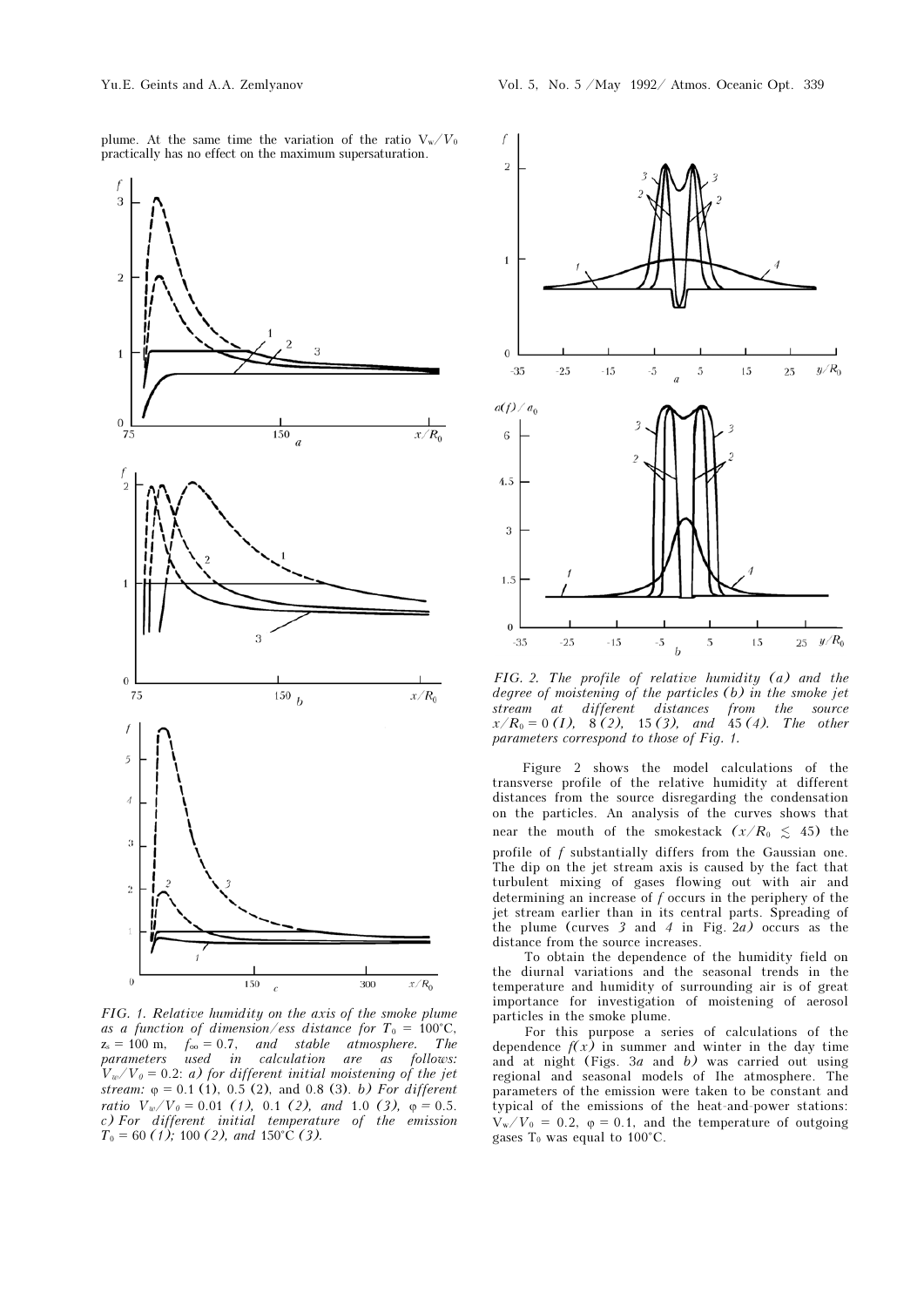plume. At the same time the variation of the ratio $V_w/V_0$ practically has no effect on the maximum supersaturation.

*FIG. 1. Relative humidity on the axis of the smoke plume as a function of dimensionless distance for $T_0$ = 100°C, $z_s$ = 100 m, $f_\infty$ = 0.7, and stable atmosphere. The parameters used in calculation are as follows: $V_w/V_0$ = 0.2: a) for different initial moistening of the jet stream: $\varphi$ = 0.1 (1), 0.5 (2), and 0.8 (3). b) For different ratio $V_w/V_0$ = 0.01 (1), 0.1 (2), and 1.0 (3), $\varphi$ = 0.5. c) For different initial temperature of the emission $T_0$ = 60 (1); 100 (2), and 150°C (3).*

*FIG. 2. The profile of relative humidity (a) and the degree of moistening of the particles (b) in the smoke jet stream at different distances from the source $x/R_0$ = 0 (1), 8 (2), 15 (3), and 45 (4). The other parameters correspond to those of Fig. 1.*

Figure 2 shows the model calculations of the transverse profile of the relative humidity at different distances from the source disregarding the condensation on the particles. An analysis of the curves shows that near the mouth of the smokestack ($x/R_0 \lesssim 45$) the profile of $f$ substantially differs from the Gaussian one. The dip on the jet stream axis is caused by the fact that turbulent mixing of gases flowing out with air and determining an increase of $f$ occurs in the periphery of the jet stream earlier than in its central parts. Spreading of the plume (curves 3 and 4 in Fig. 2a) occurs as the distance from the source increases.

To obtain the dependence of the humidity field on the diurnal variations and the seasonal trends in the temperature and humidity of surrounding air is of great importance for investigation of moistening of aerosol particles in the smoke plume.

For this purpose a series of calculations of the dependence $f(x)$ in summer and winter in the day time and at night (Figs. 3a and b) was carried out using regional and seasonal models of Ihe atmosphere. The parameters of the emission were taken to be constant and typical of the emissions of the heat-and-power stations: $V_w/V_0$ = 0.2, $\varphi$ = 0.1, and the temperature of outgoing gases $T_0$ was equal to 100°C.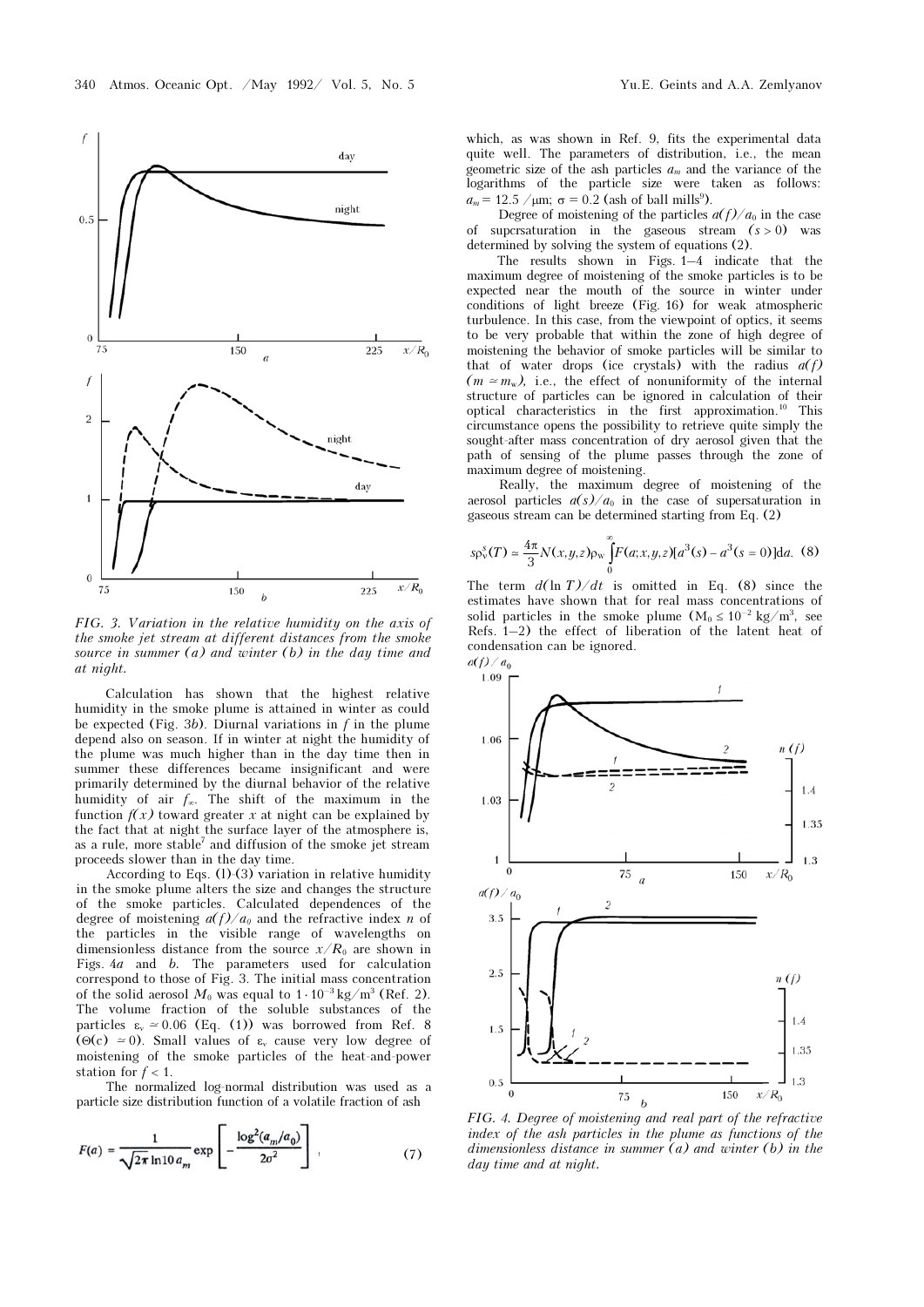FIG. 3. *Variation in the relative humidity on the axis of the smoke jet stream at different distances from the smoke source in summer (a) and winter (b) in the day time and at night.*

Calculation has shown that the highest relative humidity in the smoke plume is attained in winter as could be expected (Fig. 3*b*). Diurnal variations in $f$ in the plume depend also on season. If in winter at night the humidity of the plume was much higher than in the day time then in summer these differences became insignificant and were primarily determined by the diurnal behavior of the relative humidity of air $f_\infty$. The shift of the maximum in the function $f(x)$ toward greater $x$ at night can be explained by the fact that at night the surface layer of the atmosphere is, as a rule, more stable[7] and diffusion of the smoke jet stream proceeds slower than in the day time.

According to Eqs. (1)–(3) variation in relative humidity in the smoke plume alters the size and changes the structure of the smoke particles. Calculated dependences of the degree of moistening $a(f)/a_0$ and the refractive index $n$ of the particles in the visible range of wavelengths on dimensionless distance from the source $x/R_0$ are shown in Figs. 4*a* and *b*. The parameters used for calculation correspond to those of Fig. 3. The initial mass concentration of the solid aerosol $M_0$ was equal to $1\cdot10^{-3}$ kg/m$^3$ (Ref. 2). The volume fraction of the soluble substances of the particles $\varepsilon_v \simeq 0.06$ (Eq. (1)) was borrowed from Ref. 8 ($\Theta(c) \simeq 0$). Small values of $\varepsilon_v$ cause very low degree of moistening of the smoke particles of the heat-and-power station for $f < 1$.

The normalized log-normal distribution was used as a particle size distribution function of a volatile fraction of ash

$$F(a) = \frac{1}{\sqrt{2\pi}\ln 10\, a_m} \exp\left[-\frac{\log^2(a_m/a_0)}{2\sigma^2}\right], \qquad (7)$$

which, as was shown in Ref. 9, fits the experimental data quite well. The parameters of distribution, i.e., the mean geometric size of the ash particles $a_m$ and the variance of the logarithms of the particle size were taken as follows: $a_m = 12.5$ /μm; $\sigma = 0.2$ (ash of ball mills[9]).

Degree of moistening of the particles $a(f)/a_0$ in the case of supersaturation in the gaseous stream ($s > 0$) was determined by solving the system of equations (2).

The results shown in Figs. 1–4 indicate that the maximum degree of moistening of the smoke particles is to be expected near the mouth of the source in winter under conditions of light breeze (Fig. 1*b*) for weak atmospheric turbulence. In this case, from the viewpoint of optics, it seems to be very probable that within the zone of high degree of moistening the behavior of smoke particles will be similar to that of water drops (ice crystals) with the radius $a(f)$ ($m \simeq m_w$), i.e., the effect of nonuniformity of the internal structure of particles can be ignored in calculation of their optical characteristics in the first approximation.[10] This circumstance opens the possibility to retrieve quite simply the sought-after mass concentration of dry aerosol given that the path of sensing of the plume passes through the zone of maximum degree of moistening.

Really, the maximum degree of moistening of the aerosol particles $a(s)/a_0$ in the case of supersaturation in gaseous stream can be determined starting from Eq. (2)

$$s\rho_v^s(T) \simeq \frac{4\pi}{3} N(x,y,z)\rho_w \int_0^\infty F(a;x,y,z)[a^3(s) - a^3(s=0)]\mathrm{d}a. \qquad (8)$$

The term $d(\ln T)/dt$ is omitted in Eq. (8) since the estimates have shown that for real mass concentrations of solid particles in the smoke plume ($M_0 \leq 10^{-2}$ kg/m$^3$, see Refs. 1–2) the effect of liberation of the latent heat of condensation can be ignored.

FIG. 4. *Degree of moistening and real part of the refractive index of the ash particles in the plume as functions of the dimensionless distance in summer (a) and winter (b) in the day time and at night.*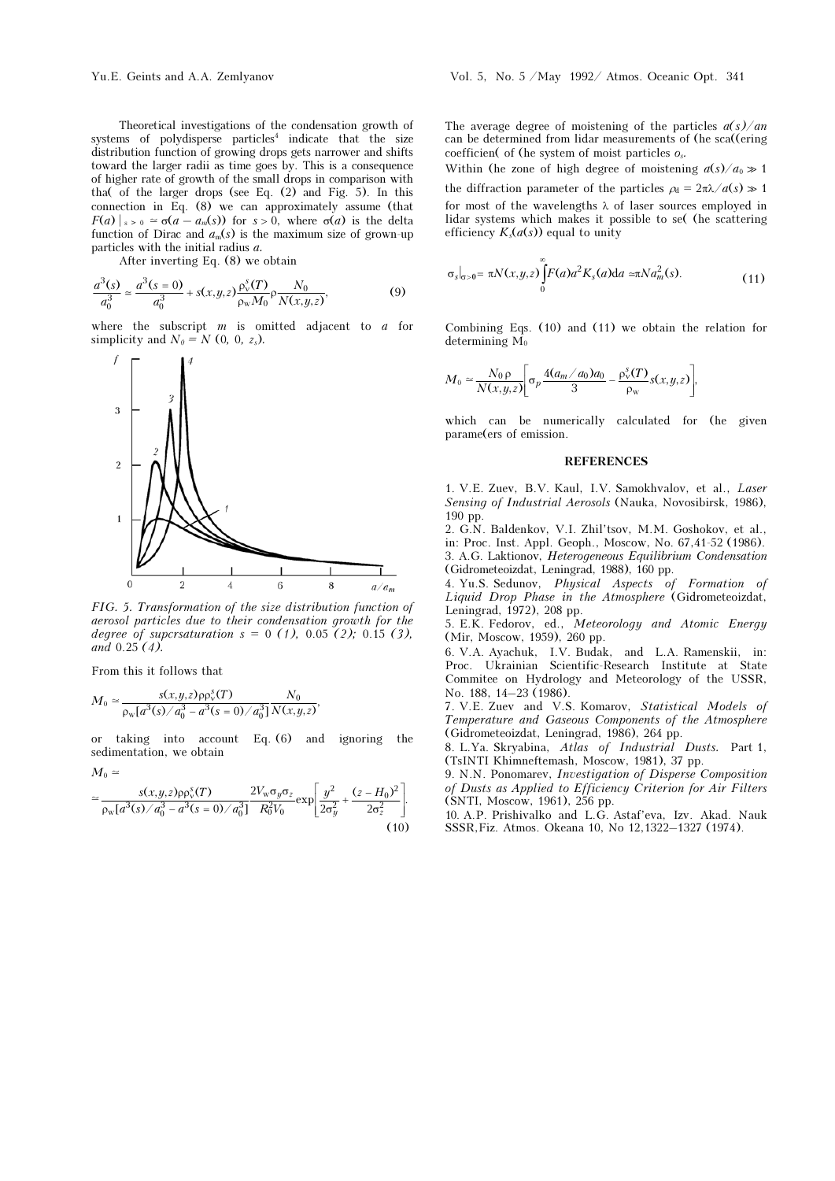Theoretical investigations of the condensation growth of systems of polydisperse particles[4] indicate that the size distribution function of growing drops gets narrower and shifts toward the larger radii as time goes by. This is a consequence of higher rate of growth of the small drops in comparison with that of the larger drops (see Eq. (2) and Fig. 5). In this connection in Eq. (8) we can approximately assume (that $F(a)|_{s>0} \simeq \sigma(a - a_m(s))$ for $s > 0$, where $\sigma(a)$ is the delta function of Dirac and $a_m(s)$ is the maximum size of grown-up particles with the initial radius $a$.

After inverting Eq. (8) we obtain

$$\frac{a^3(s)}{a_0^3} \simeq \frac{a^3(s=0)}{a_0^3} + s(x,y,z)\frac{\rho_v^s(T)}{\rho_w M_0}\rho\frac{N_0}{N(x,y,z)}, \tag{9}$$

where the subscript $m$ is omitted adjacent to $a$ for simplicity and $N_0 = N$ (0, 0, $z_s$).

f

3

2

1

0 2 4 6 8 $a/a_m$

1 2 3 4

FIG. 5. *Transformation of the size distribution function of aerosol particles due to their condensation growth for the degree of supersaturation* $s$ = 0 *(1),* 0.05 *(2);* 0.15 *(3), and* 0.25 *(4).*

From this it follows that

$$M_0 \simeq \frac{s(x,y,z)\rho\rho_v^s(T)}{\rho_w[a^3(s)/a_0^3 - a^3(s=0)/a_0^3]}\frac{N_0}{N(x,y,z)},$$

or taking into account Eq. (6) and ignoring the sedimentation, we obtain

$$M_0 \simeq$$

$$\simeq \frac{s(x,y,z)\rho\rho_v^s(T)}{\rho_w[a^3(s)/a_0^3 - a^3(s=0)/a_0^3]}\frac{2V_w\sigma_y\sigma_z}{R_0^2V_0}\exp\left[\frac{y^2}{2\sigma_y^2} + \frac{(z-H_0)^2}{2\sigma_z^2}\right]. \tag{10}$$

The average degree of moistening of the particles $a(s)/an$ can be determined from lidar measurements of the scattering coefficient of the system of moist particles $\sigma_s$.

Within the zone of high degree of moistening $a(s)/a_0 \gg 1$ the diffraction parameter of the particles $\rho_d = 2\pi\lambda/a(s) \gg 1$ for most of the wavelengths $\lambda$ of laser sources employed in lidar systems which makes it possible to set the scattering efficiency $K_s(a(s))$ equal to unity

$$\sigma_s|_{\sigma>0} = \pi N(x,y,z)\int_0^\infty F(a)a^2K_s(a)\mathrm{d}a \simeq \pi Na_m^2(s). \tag{11}$$

Combining Eqs. (10) and (11) we obtain the relation for determining $M_0$

$$M_0 \simeq \frac{N_0\rho}{N(x,y,z)}\left[\sigma_p\frac{4(a_m/a_0)a_0}{3} - \frac{\rho_v^s(T)}{\rho_w}s(x,y,z)\right],$$

which can be numerically calculated for the given parameters of emission.

## REFERENCES

1. V.E. Zuev, B.V. Kaul, I.V. Samokhvalov, et al., *Laser Sensing of Industrial Aerosols* (Nauka, Novosibirsk, 1986), 190 pp.
2. G.N. Baldenkov, V.I. Zhil'tsov, M.M. Goshokov, et al., in: Proc. Inst. Appl. Geoph., Moscow, No. 67,41-52 (1986).
3. A.G. Laktionov, *Heterogeneous Equilibrium Condensation* (Gidrometeoizdat, Leningrad, 1988), 160 pp.
4. Yu.S. Sedunov, *Physical Aspects of Formation of Liquid Drop Phase in the Atmosphere* (Gidrometeoizdat, Leningrad, 1972), 208 pp.
5. E.K. Fedorov, ed., *Meteorology and Atomic Energy* (Mir, Moscow, 1959), 260 pp.
6. V.A. Ayachuk, I.V. Budak, and L.A. Ramenskii, in: Proc. Ukrainian Scientific-Research Institute at State Commitee on Hydrology and Meteorology of the USSR, No. 188, 14–23 (1986).
7. V.E. Zuev and V.S. Komarov, *Statistical Models of Temperature and Gaseous Components of the Atmosphere* (Gidrometeoizdat, Leningrad, 1986), 264 pp.
8. L.Ya. Skryabina, *Atlas of Industrial Dusts.* Part 1, (TsINTI Khimneftemash, Moscow, 1981), 37 pp.
9. N.N. Ponomarev, *Investigation of Disperse Composition of Dusts as Applied to Efficiency Criterion for Air Filters* (SNTI, Moscow, 1961), 256 pp.
10. A.P. Prishivalko and L.G. Astaf'eva, Izv. Akad. Nauk SSSR,Fiz. Atmos. Okeana 10, No 12,1322–1327 (1974).